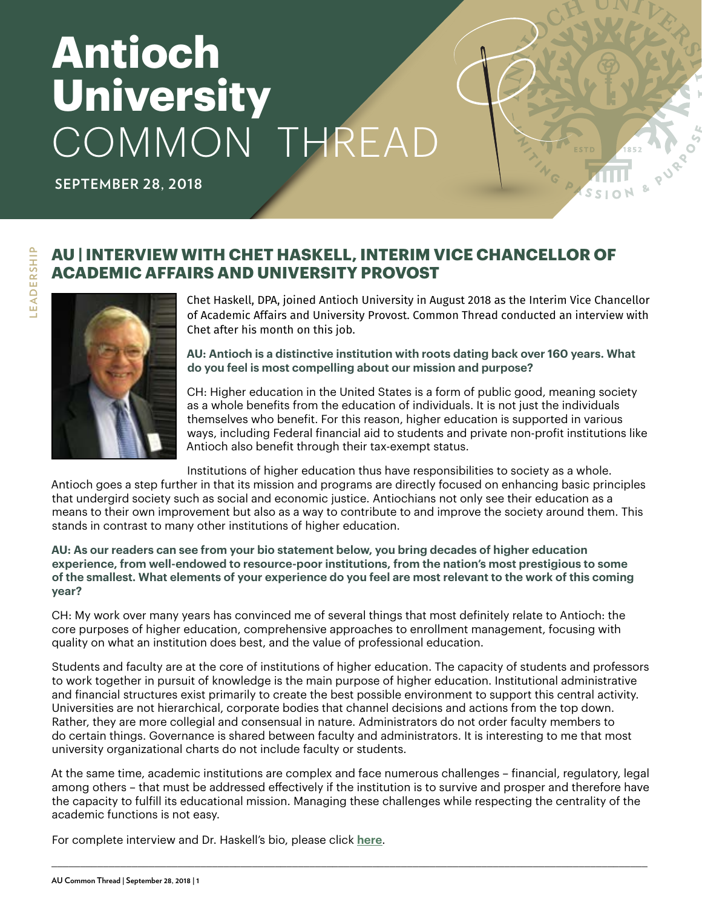# Antioch University COMMON THREAD

**SEPTEMBER 28, 2018**

LEADERSHIP

## AU | INTERVIEW WITH CHET HASKELL, INTERIM VICE CHANCELLOR OF ACADEMIC AFFAIRS AND UNIVERSITY PROVOST

Chet Haskell, DPA, joined Antioch University in August 2018 as the Interim Vice Chancellor of Academic Affairs and University Provost. Common Thread conducted an interview with Chet after his month on this job.

**AU: Antioch is a distinctive institution with roots dating back over 160 years. What do you feel is most compelling about our mission and purpose?**

CH: Higher education in the United States is a form of public good, meaning society as a whole benefits from the education of individuals. It is not just the individuals themselves who benefit. For this reason, higher education is supported in various ways, including Federal financial aid to students and private non-profit institutions like Antioch also benefit through their tax-exempt status.

Institutions of higher education thus have responsibilities to society as a whole. Antioch goes a step further in that its mission and programs are directly focused on enhancing basic principles that undergird society such as social and economic justice. Antiochians not only see their education as a means to their own improvement but also as a way to contribute to and improve the society around them. This stands in contrast to many other institutions of higher education.

**AU: As our readers can see from your bio statement below, you bring decades of higher education experience, from well-endowed to resource-poor institutions, from the nation's most prestigious to some of the smallest. What elements of your experience do you feel are most relevant to the work of this coming year?**

CH: My work over many years has convinced me of several things that most definitely relate to Antioch: the core purposes of higher education, comprehensive approaches to enrollment management, focusing with quality on what an institution does best, and the value of professional education.

Students and faculty are at the core of institutions of higher education. The capacity of students and professors to work together in pursuit of knowledge is the main purpose of higher education. Institutional administrative and financial structures exist primarily to create the best possible environment to support this central activity. Universities are not hierarchical, corporate bodies that channel decisions and actions from the top down. Rather, they are more collegial and consensual in nature. Administrators do not order faculty members to do certain things. Governance is shared between faculty and administrators. It is interesting to me that most university organizational charts do not include faculty or students.

At the same time, academic institutions are complex and face numerous challenges – financial, regulatory, legal among others – that must be addressed effectively if the institution is to survive and prosper and therefore have the capacity to fulfill its educational mission. Managing these challenges while respecting the centrality of the academic functions is not easy.

For complete interview and Dr. Haskell's bio, please click **here**.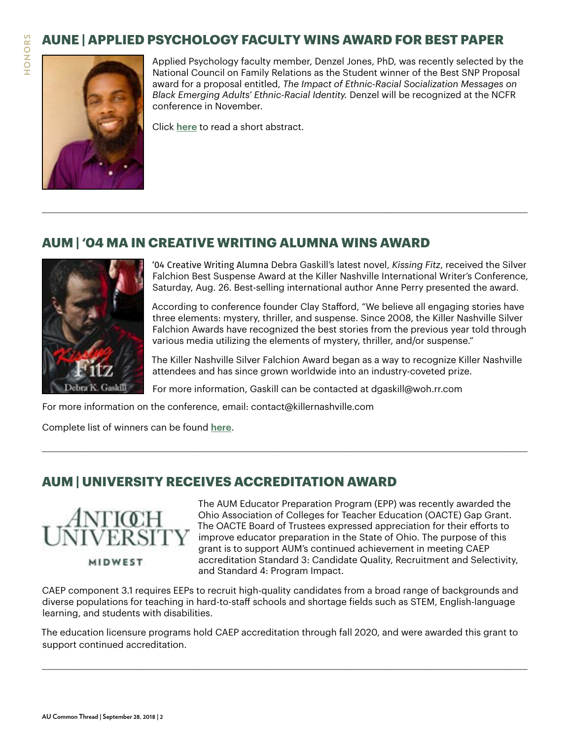## AUNE | APPLIED PSYCHOLOGY FACULTY WINS AWARD FOR BEST PAPER

Applied Psychology faculty member, Denzel Jones, PhD, was recently selected by the National Council on Family Relations as the Student winner of the Best SNP Proposal award for a proposal entitled, *The Impact of Ethnic-Racial Socialization Messages on Black Emerging Adults' Ethnic-Racial Identity.* Denzel will be recognized at the NCFR conference in November.

Click **here** to read a short abstract.

---

## AUM | '04 MA IN CREATIVE WRITING ALUMNA WINS AWARD

'04 Creative Writing Alumna Debra Gaskill's latest novel, *Kissing Fitz*, received the Silver Falchion Best Suspense Award at the Killer Nashville International Writer's Conference, Saturday, Aug. 26. Best-selling international author Anne Perry presented the award.

According to conference founder Clay Stafford, "We believe all engaging stories have three elements: mystery, thriller, and suspense. Since 2008, the Killer Nashville Silver Falchion Awards have recognized the best stories from the previous year told through various media utilizing the elements of mystery, thriller, and/or suspense."

The Killer Nashville Silver Falchion Award began as a way to recognize Killer Nashville attendees and has since grown worldwide into an industry-coveted prize.

For more information, Gaskill can be contacted at dgaskill@woh.rr.com

For more information on the conference, email: contact@killernashville.com

Complete list of winners can be found **here**.

---

## AUM | UNIVERSITY RECEIVES ACCREDITATION AWARD

The AUM Educator Preparation Program (EPP) was recently awarded the Ohio Association of Colleges for Teacher Education (OACTE) Gap Grant. The OACTE Board of Trustees expressed appreciation for their efforts to improve educator preparation in the State of Ohio. The purpose of this grant is to support AUM's continued achievement in meeting CAEP accreditation Standard 3: Candidate Quality, Recruitment and Selectivity, and Standard 4: Program Impact.

CAEP component 3.1 requires EEPs to recruit high-quality candidates from a broad range of backgrounds and diverse populations for teaching in hard-to-staff schools and shortage fields such as STEM, English-language learning, and students with disabilities.

The education licensure programs hold CAEP accreditation through fall 2020, and were awarded this grant to support continued accreditation.

---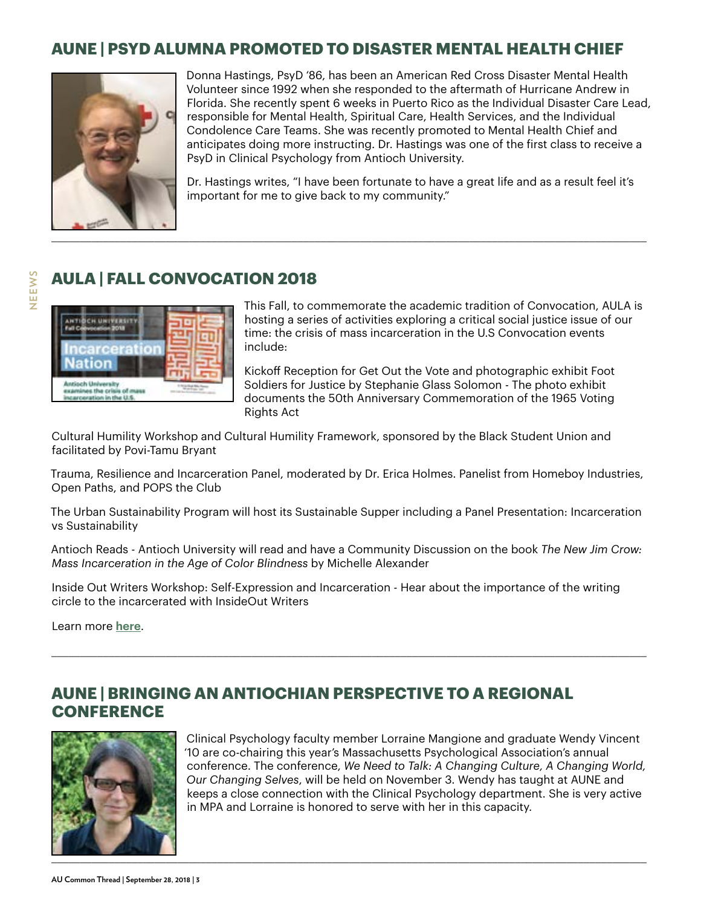## AUNE | PSYD ALUMNA PROMOTED TO DISASTER MENTAL HEALTH CHIEF

Donna Hastings, PsyD '86, has been an American Red Cross Disaster Mental Health Volunteer since 1992 when she responded to the aftermath of Hurricane Andrew in Florida. She recently spent 6 weeks in Puerto Rico as the Individual Disaster Care Lead, responsible for Mental Health, Spiritual Care, Health Services, and the Individual Condolence Care Teams. She was recently promoted to Mental Health Chief and anticipates doing more instructing. Dr. Hastings was one of the first class to receive a PsyD in Clinical Psychology from Antioch University.

Dr. Hastings writes, "I have been fortunate to have a great life and as a result feel it's important for me to give back to my community."

## AULA | FALL CONVOCATION 2018

This Fall, to commemorate the academic tradition of Convocation, AULA is hosting a series of activities exploring a critical social justice issue of our time: the crisis of mass incarceration in the U.S Convocation events include:

Kickoff Reception for Get Out the Vote and photographic exhibit Foot Soldiers for Justice by Stephanie Glass Solomon - The photo exhibit documents the 50th Anniversary Commemoration of the 1965 Voting Rights Act

Cultural Humility Workshop and Cultural Humility Framework, sponsored by the Black Student Union and facilitated by Povi-Tamu Bryant

Trauma, Resilience and Incarceration Panel, moderated by Dr. Erica Holmes. Panelist from Homeboy Industries, Open Paths, and POPS the Club

The Urban Sustainability Program will host its Sustainable Supper including a Panel Presentation: Incarceration vs Sustainability

Antioch Reads - Antioch University will read and have a Community Discussion on the book *The New Jim Crow: Mass Incarceration in the Age of Color Blindness* by Michelle Alexander

Inside Out Writers Workshop: Self-Expression and Incarceration - Hear about the importance of the writing circle to the incarcerated with InsideOut Writers

Learn more **here**.

## AUNE | BRINGING AN ANTIOCHIAN PERSPECTIVE TO A REGIONAL CONFERENCE

Clinical Psychology faculty member Lorraine Mangione and graduate Wendy Vincent '10 are co-chairing this year's Massachusetts Psychological Association's annual conference. The conference, *We Need to Talk: A Changing Culture, A Changing World, Our Changing Selves*, will be held on November 3. Wendy has taught at AUNE and keeps a close connection with the Clinical Psychology department. She is very active in MPA and Lorraine is honored to serve with her in this capacity.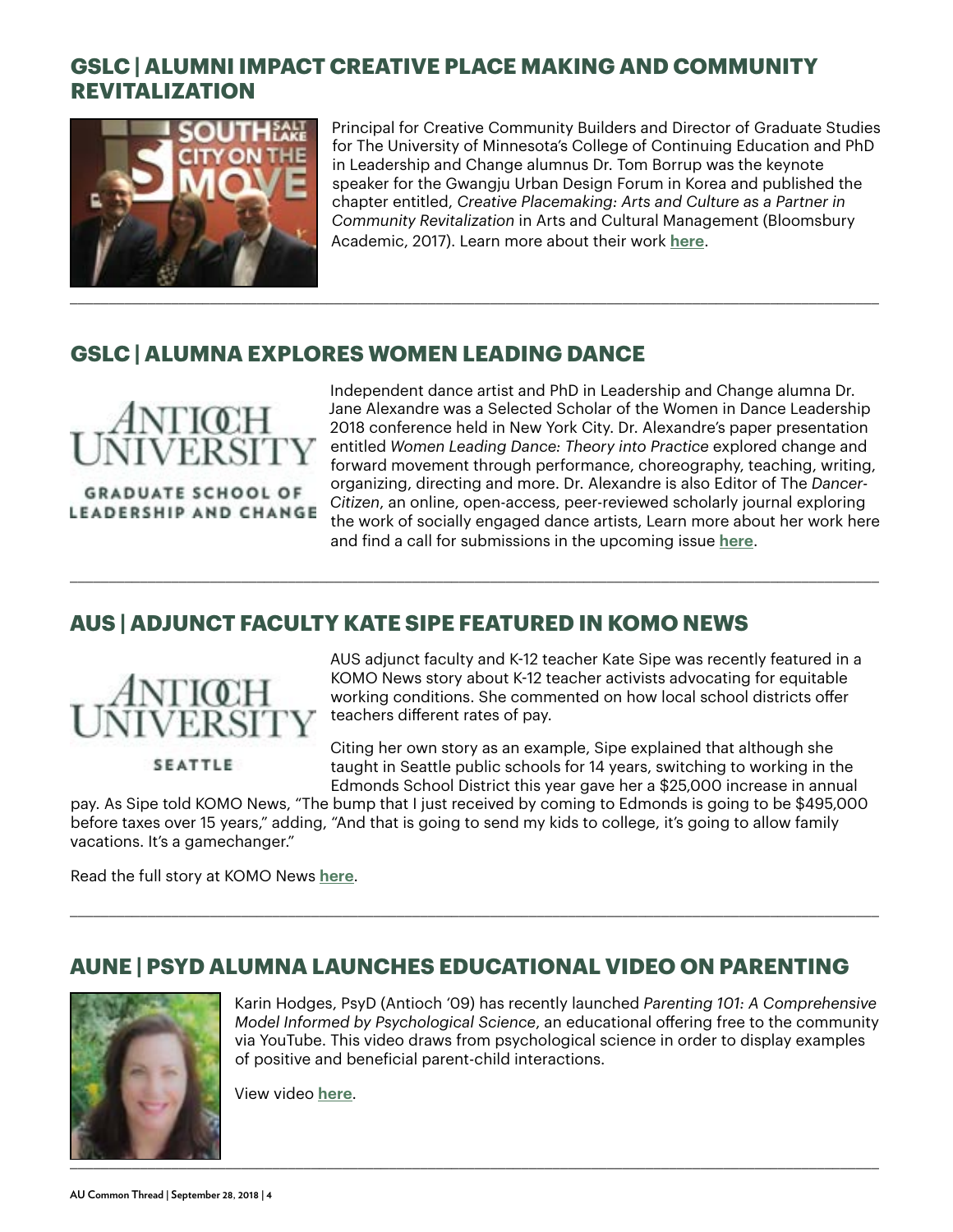## GSLC | ALUMNI IMPACT CREATIVE PLACE MAKING AND COMMUNITY REVITALIZATION

Principal for Creative Community Builders and Director of Graduate Studies for The University of Minnesota's College of Continuing Education and PhD in Leadership and Change alumnus Dr. Tom Borrup was the keynote speaker for the Gwangju Urban Design Forum in Korea and published the chapter entitled, *Creative Placemaking: Arts and Culture as a Partner in Community Revitalization* in Arts and Cultural Management (Bloomsbury Academic, 2017). Learn more about their work **here**.

---

## GSLC | ALUMNA EXPLORES WOMEN LEADING DANCE

Independent dance artist and PhD in Leadership and Change alumna Dr. Jane Alexandre was a Selected Scholar of the Women in Dance Leadership 2018 conference held in New York City. Dr. Alexandre's paper presentation entitled *Women Leading Dance: Theory into Practice* explored change and forward movement through performance, choreography, teaching, writing, organizing, directing and more. Dr. Alexandre is also Editor of The *Dancer-Citizen*, an online, open-access, peer-reviewed scholarly journal exploring the work of socially engaged dance artists, Learn more about her work here and find a call for submissions in the upcoming issue **here**.

---

## AUS | ADJUNCT FACULTY KATE SIPE FEATURED IN KOMO NEWS

AUS adjunct faculty and K-12 teacher Kate Sipe was recently featured in a KOMO News story about K-12 teacher activists advocating for equitable working conditions. She commented on how local school districts offer teachers different rates of pay.

Citing her own story as an example, Sipe explained that although she taught in Seattle public schools for 14 years, switching to working in the Edmonds School District this year gave her a $25,000 increase in annual pay. As Sipe told KOMO News, "The bump that I just received by coming to Edmonds is going to be $495,000 before taxes over 15 years," adding, "And that is going to send my kids to college, it's going to allow family vacations. It's a gamechanger."

Read the full story at KOMO News **here**.

---

## AUNE | PSYD ALUMNA LAUNCHES EDUCATIONAL VIDEO ON PARENTING

Karin Hodges, PsyD (Antioch '09) has recently launched *Parenting 101: A Comprehensive Model Informed by Psychological Science*, an educational offering free to the community via YouTube. This video draws from psychological science in order to display examples of positive and beneficial parent-child interactions.

View video **here**.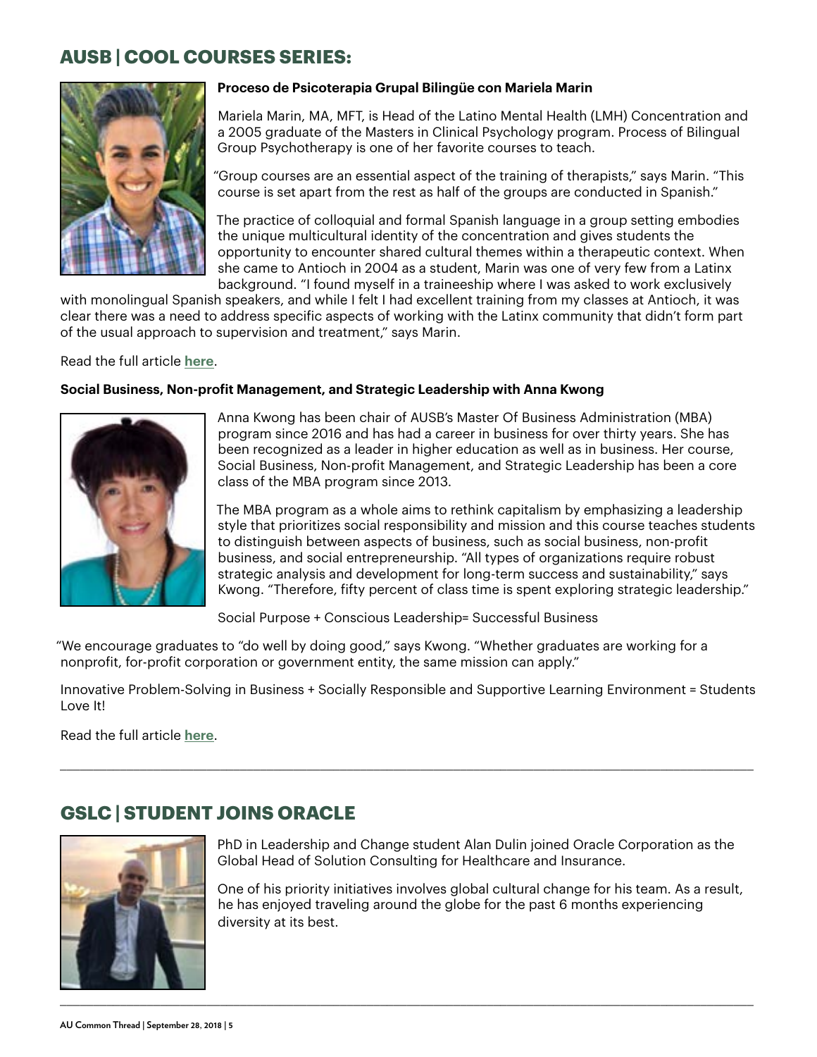## AUSB | COOL COURSES SERIES:

**Proceso de Psicoterapia Grupal Bilingüe con Mariela Marin**

Mariela Marin, MA, MFT, is Head of the Latino Mental Health (LMH) Concentration and a 2005 graduate of the Masters in Clinical Psychology program. Process of Bilingual Group Psychotherapy is one of her favorite courses to teach.

"Group courses are an essential aspect of the training of therapists," says Marin. "This course is set apart from the rest as half of the groups are conducted in Spanish."

The practice of colloquial and formal Spanish language in a group setting embodies the unique multicultural identity of the concentration and gives students the opportunity to encounter shared cultural themes within a therapeutic context. When she came to Antioch in 2004 as a student, Marin was one of very few from a Latinx background. "I found myself in a traineeship where I was asked to work exclusively with monolingual Spanish speakers, and while I felt I had excellent training from my classes at Antioch, it was clear there was a need to address specific aspects of working with the Latinx community that didn't form part of the usual approach to supervision and treatment," says Marin.

Read the full article **here**.

**Social Business, Non-profit Management, and Strategic Leadership with Anna Kwong**

Anna Kwong has been chair of AUSB's Master Of Business Administration (MBA) program since 2016 and has had a career in business for over thirty years. She has been recognized as a leader in higher education as well as in business. Her course, Social Business, Non-profit Management, and Strategic Leadership has been a core class of the MBA program since 2013.

The MBA program as a whole aims to rethink capitalism by emphasizing a leadership style that prioritizes social responsibility and mission and this course teaches students to distinguish between aspects of business, such as social business, non-profit business, and social entrepreneurship. "All types of organizations require robust strategic analysis and development for long-term success and sustainability," says Kwong. "Therefore, fifty percent of class time is spent exploring strategic leadership."

Social Purpose + Conscious Leadership= Successful Business

"We encourage graduates to "do well by doing good," says Kwong. "Whether graduates are working for a nonprofit, for-profit corporation or government entity, the same mission can apply."

Innovative Problem-Solving in Business + Socially Responsible and Supportive Learning Environment = Students Love It!

Read the full article **here**.

---

## GSLC | STUDENT JOINS ORACLE

PhD in Leadership and Change student Alan Dulin joined Oracle Corporation as the Global Head of Solution Consulting for Healthcare and Insurance.

One of his priority initiatives involves global cultural change for his team. As a result, he has enjoyed traveling around the globe for the past 6 months experiencing diversity at its best.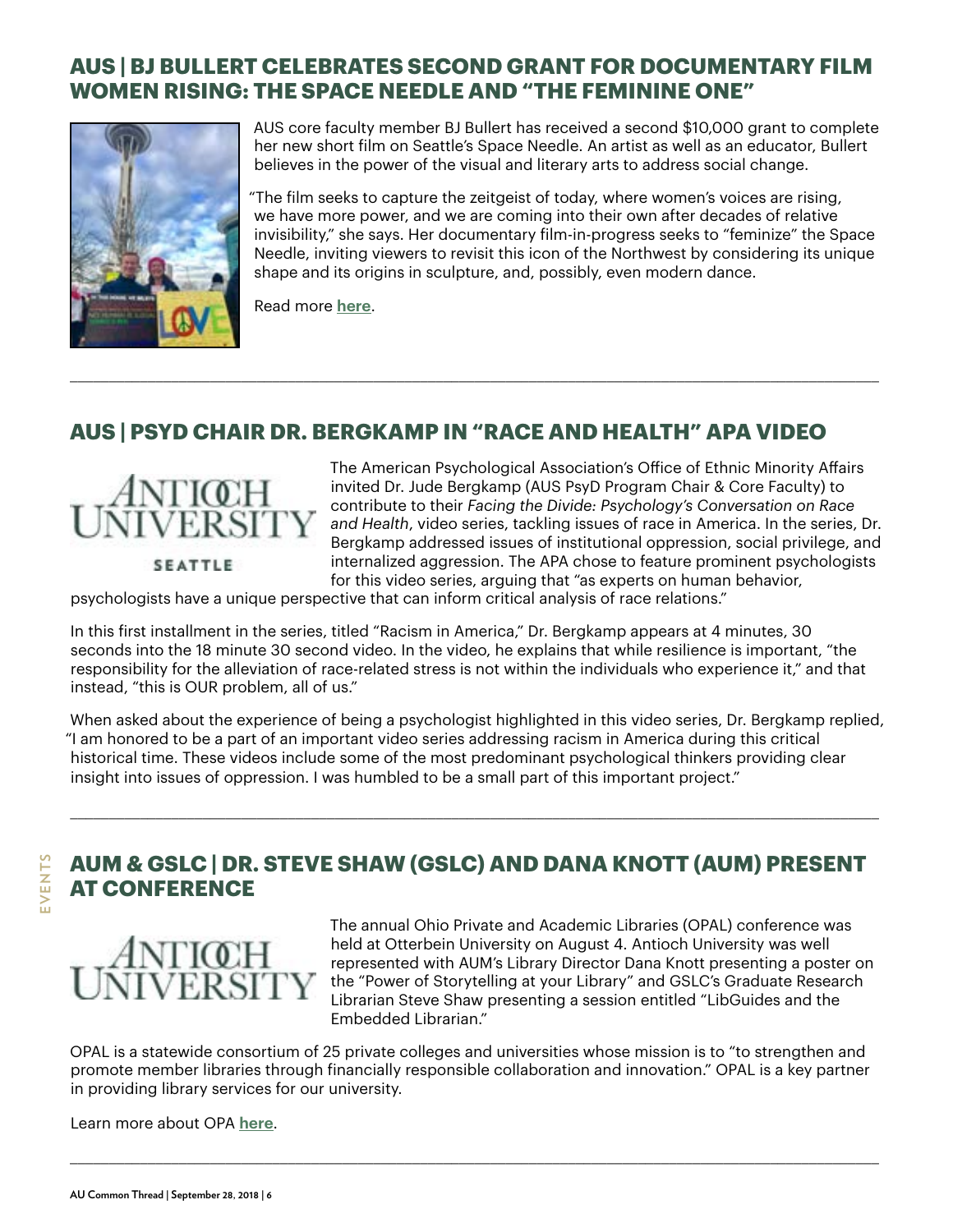## AUS | BJ BULLERT CELEBRATES SECOND GRANT FOR DOCUMENTARY FILM WOMEN RISING: THE SPACE NEEDLE AND "THE FEMININE ONE"

AUS core faculty member BJ Bullert has received a second $10,000 grant to complete her new short film on Seattle's Space Needle. An artist as well as an educator, Bullert believes in the power of the visual and literary arts to address social change.

"The film seeks to capture the zeitgeist of today, where women's voices are rising, we have more power, and we are coming into their own after decades of relative invisibility," she says. Her documentary film-in-progress seeks to "feminize" the Space Needle, inviting viewers to revisit this icon of the Northwest by considering its unique shape and its origins in sculpture, and, possibly, even modern dance.

Read more **here**.

---

## AUS | PSYD CHAIR DR. BERGKAMP IN "RACE AND HEALTH" APA VIDEO

The American Psychological Association's Office of Ethnic Minority Affairs invited Dr. Jude Bergkamp (AUS PsyD Program Chair & Core Faculty) to contribute to their *Facing the Divide: Psychology's Conversation on Race and Health*, video series, tackling issues of race in America. In the series, Dr. Bergkamp addressed issues of institutional oppression, social privilege, and internalized aggression. The APA chose to feature prominent psychologists for this video series, arguing that "as experts on human behavior, psychologists have a unique perspective that can inform critical analysis of race relations."

In this first installment in the series, titled "Racism in America," Dr. Bergkamp appears at 4 minutes, 30 seconds into the 18 minute 30 second video. In the video, he explains that while resilience is important, "the responsibility for the alleviation of race-related stress is not within the individuals who experience it," and that instead, "this is OUR problem, all of us."

When asked about the experience of being a psychologist highlighted in this video series, Dr. Bergkamp replied, "I am honored to be a part of an important video series addressing racism in America during this critical historical time. These videos include some of the most predominant psychological thinkers providing clear insight into issues of oppression. I was humbled to be a small part of this important project."

---

## AUM & GSLC | DR. STEVE SHAW (GSLC) AND DANA KNOTT (AUM) PRESENT AT CONFERENCE

The annual Ohio Private and Academic Libraries (OPAL) conference was held at Otterbein University on August 4. Antioch University was well represented with AUM's Library Director Dana Knott presenting a poster on the "Power of Storytelling at your Library" and GSLC's Graduate Research Librarian Steve Shaw presenting a session entitled "LibGuides and the Embedded Librarian."

OPAL is a statewide consortium of 25 private colleges and universities whose mission is to "to strengthen and promote member libraries through financially responsible collaboration and innovation." OPAL is a key partner in providing library services for our university.

Learn more about OPA **here**.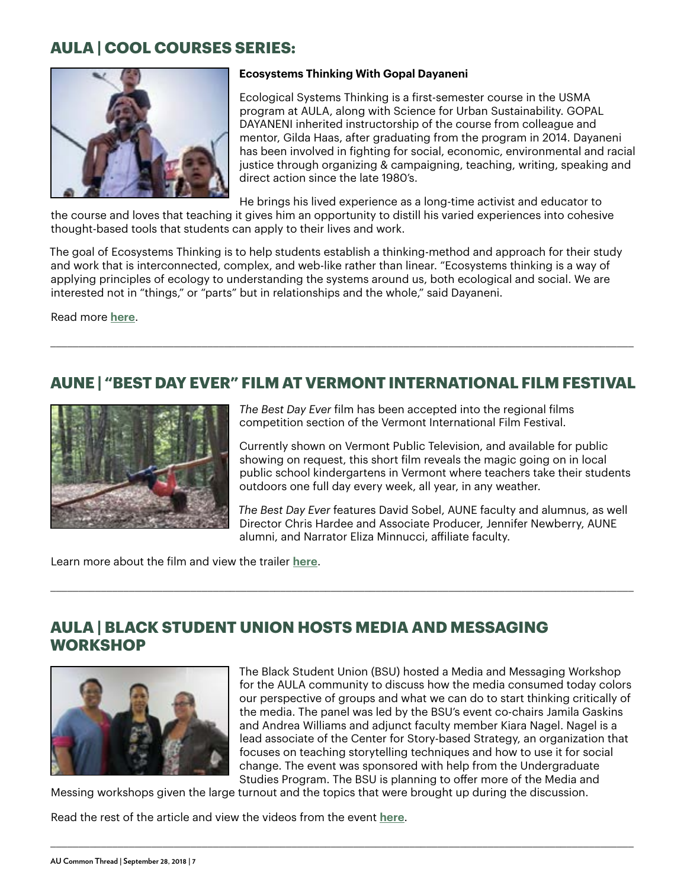## AULA | COOL COURSES SERIES:

**Ecosystems Thinking With Gopal Dayaneni**

Ecological Systems Thinking is a first-semester course in the USMA program at AULA, along with Science for Urban Sustainability. GOPAL DAYANENI inherited instructorship of the course from colleague and mentor, Gilda Haas, after graduating from the program in 2014. Dayaneni has been involved in fighting for social, economic, environmental and racial justice through organizing & campaigning, teaching, writing, speaking and direct action since the late 1980's.

He brings his lived experience as a long-time activist and educator to the course and loves that teaching it gives him an opportunity to distill his varied experiences into cohesive thought-based tools that students can apply to their lives and work.

The goal of Ecosystems Thinking is to help students establish a thinking-method and approach for their study and work that is interconnected, complex, and web-like rather than linear. "Ecosystems thinking is a way of applying principles of ecology to understanding the systems around us, both ecological and social. We are interested not in "things," or "parts" but in relationships and the whole," said Dayaneni.

Read more **here**.

---

## AUNE | "BEST DAY EVER" FILM AT VERMONT INTERNATIONAL FILM FESTIVAL

*The Best Day Ever* film has been accepted into the regional films competition section of the Vermont International Film Festival.

Currently shown on Vermont Public Television, and available for public showing on request, this short film reveals the magic going on in local public school kindergartens in Vermont where teachers take their students outdoors one full day every week, all year, in any weather.

*The Best Day Ever* features David Sobel, AUNE faculty and alumnus, as well Director Chris Hardee and Associate Producer, Jennifer Newberry, AUNE alumni, and Narrator Eliza Minnucci, affiliate faculty.

Learn more about the film and view the trailer **here**.

---

## AULA | BLACK STUDENT UNION HOSTS MEDIA AND MESSAGING WORKSHOP

The Black Student Union (BSU) hosted a Media and Messaging Workshop for the AULA community to discuss how the media consumed today colors our perspective of groups and what we can do to start thinking critically of the media. The panel was led by the BSU's event co-chairs Jamila Gaskins and Andrea Williams and adjunct faculty member Kiara Nagel. Nagel is a lead associate of the Center for Story-based Strategy, an organization that focuses on teaching storytelling techniques and how to use it for social change. The event was sponsored with help from the Undergraduate Studies Program. The BSU is planning to offer more of the Media and Messing workshops given the large turnout and the topics that were brought up during the discussion.

Read the rest of the article and view the videos from the event **here**.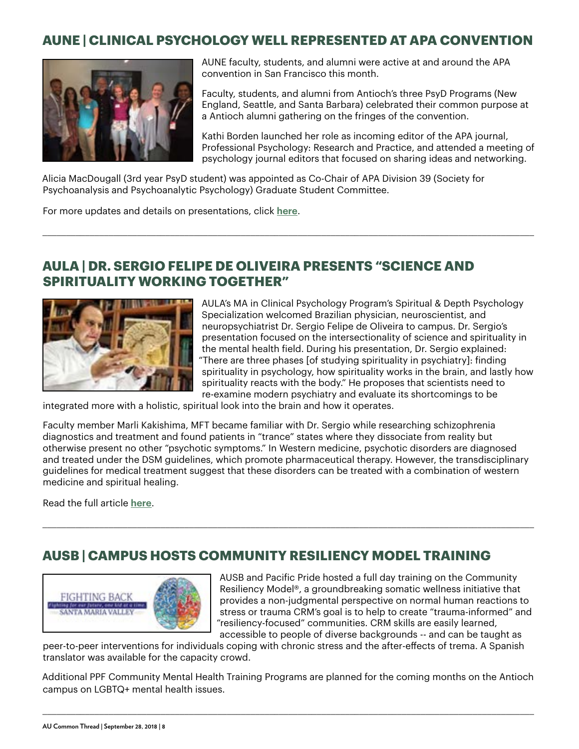## AUNE | CLINICAL PSYCHOLOGY WELL REPRESENTED AT APA CONVENTION

AUNE faculty, students, and alumni were active at and around the APA convention in San Francisco this month.

Faculty, students, and alumni from Antioch's three PsyD Programs (New England, Seattle, and Santa Barbara) celebrated their common purpose at a Antioch alumni gathering on the fringes of the convention.

Kathi Borden launched her role as incoming editor of the APA journal, Professional Psychology: Research and Practice, and attended a meeting of psychology journal editors that focused on sharing ideas and networking.

Alicia MacDougall (3rd year PsyD student) was appointed as Co-Chair of APA Division 39 (Society for Psychoanalysis and Psychoanalytic Psychology) Graduate Student Committee.

For more updates and details on presentations, click **here**.

---

## AULA | DR. SERGIO FELIPE DE OLIVEIRA PRESENTS "SCIENCE AND SPIRITUALITY WORKING TOGETHER"

AULA's MA in Clinical Psychology Program's Spiritual & Depth Psychology Specialization welcomed Brazilian physician, neuroscientist, and neuropsychiatrist Dr. Sergio Felipe de Oliveira to campus. Dr. Sergio's presentation focused on the intersectionality of science and spirituality in the mental health field. During his presentation, Dr. Sergio explained: "There are three phases [of studying spirituality in psychiatry]: finding spirituality in psychology, how spirituality works in the brain, and lastly how spirituality reacts with the body." He proposes that scientists need to re-examine modern psychiatry and evaluate its shortcomings to be integrated more with a holistic, spiritual look into the brain and how it operates.

Faculty member Marli Kakishima, MFT became familiar with Dr. Sergio while researching schizophrenia diagnostics and treatment and found patients in "trance" states where they dissociate from reality but otherwise present no other "psychotic symptoms." In Western medicine, psychotic disorders are diagnosed and treated under the DSM guidelines, which promote pharmaceutical therapy. However, the transdisciplinary guidelines for medical treatment suggest that these disorders can be treated with a combination of western medicine and spiritual healing.

Read the full article **here**.

---

## AUSB | CAMPUS HOSTS COMMUNITY RESILIENCY MODEL TRAINING

AUSB and Pacific Pride hosted a full day training on the Community Resiliency Model®, a groundbreaking somatic wellness initiative that provides a non-judgmental perspective on normal human reactions to stress or trauma CRM's goal is to help to create "trauma-informed" and "resiliency-focused" communities. CRM skills are easily learned, accessible to people of diverse backgrounds -- and can be taught as peer-to-peer interventions for individuals coping with chronic stress and the after-effects of trema. A Spanish translator was available for the capacity crowd.

Additional PPF Community Mental Health Training Programs are planned for the coming months on the Antioch campus on LGBTQ+ mental health issues.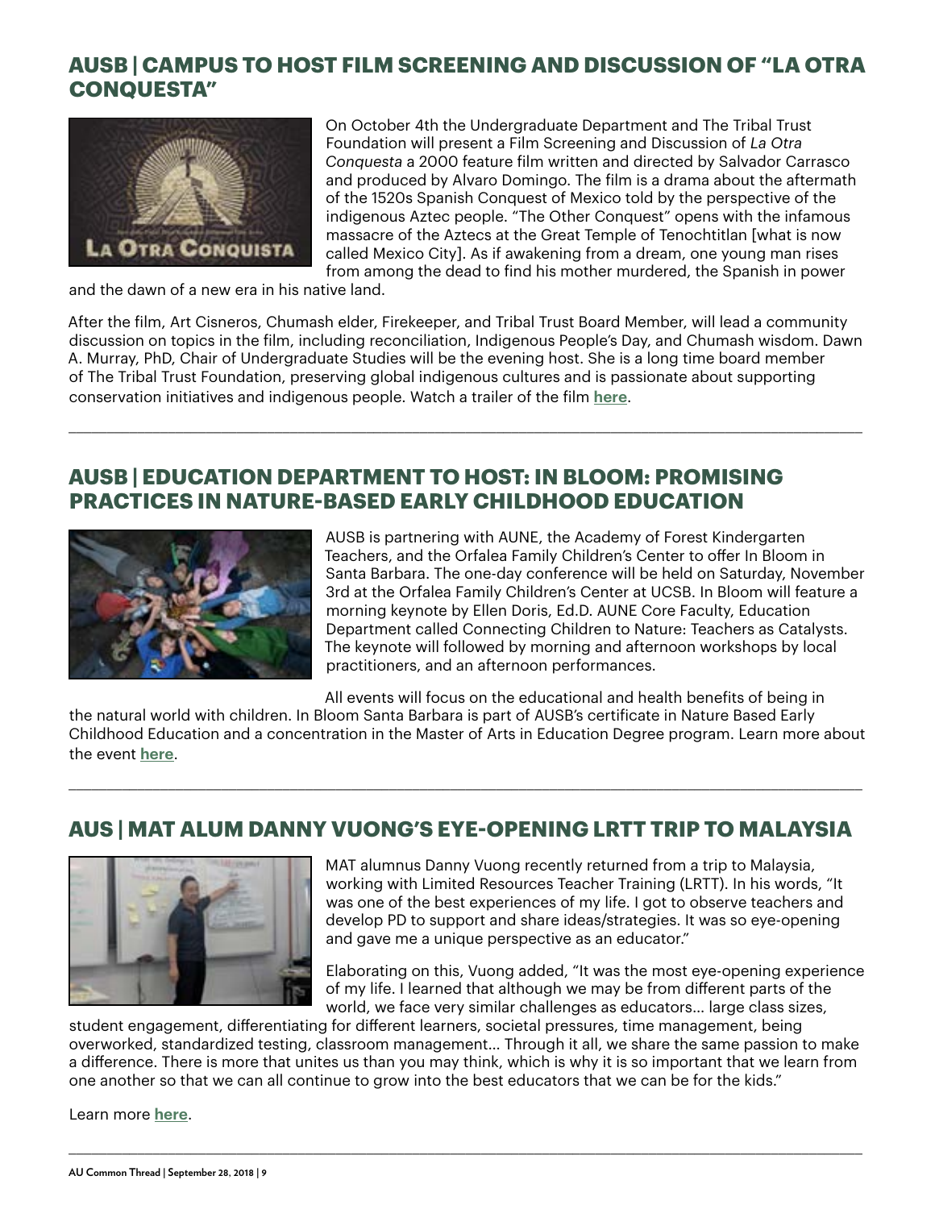## AUSB | CAMPUS TO HOST FILM SCREENING AND DISCUSSION OF "LA OTRA CONQUESTA"

On October 4th the Undergraduate Department and The Tribal Trust Foundation will present a Film Screening and Discussion of *La Otra Conquesta* a 2000 feature film written and directed by Salvador Carrasco and produced by Alvaro Domingo. The film is a drama about the aftermath of the 1520s Spanish Conquest of Mexico told by the perspective of the indigenous Aztec people. "The Other Conquest" opens with the infamous massacre of the Aztecs at the Great Temple of Tenochtitlan [what is now called Mexico City]. As if awakening from a dream, one young man rises from among the dead to find his mother murdered, the Spanish in power and the dawn of a new era in his native land.

After the film, Art Cisneros, Chumash elder, Firekeeper, and Tribal Trust Board Member, will lead a community discussion on topics in the film, including reconciliation, Indigenous People's Day, and Chumash wisdom. Dawn A. Murray, PhD, Chair of Undergraduate Studies will be the evening host. She is a long time board member of The Tribal Trust Foundation, preserving global indigenous cultures and is passionate about supporting conservation initiatives and indigenous people. Watch a trailer of the film **here**.

---

## AUSB | EDUCATION DEPARTMENT TO HOST: IN BLOOM: PROMISING PRACTICES IN NATURE-BASED EARLY CHILDHOOD EDUCATION

AUSB is partnering with AUNE, the Academy of Forest Kindergarten Teachers, and the Orfalea Family Children's Center to offer In Bloom in Santa Barbara. The one-day conference will be held on Saturday, November 3rd at the Orfalea Family Children's Center at UCSB. In Bloom will feature a morning keynote by Ellen Doris, Ed.D. AUNE Core Faculty, Education Department called Connecting Children to Nature: Teachers as Catalysts. The keynote will followed by morning and afternoon workshops by local practitioners, and an afternoon performances.

All events will focus on the educational and health benefits of being in the natural world with children. In Bloom Santa Barbara is part of AUSB's certificate in Nature Based Early Childhood Education and a concentration in the Master of Arts in Education Degree program. Learn more about the event **here**.

---

## AUS | MAT ALUM DANNY VUONG'S EYE-OPENING LRTT TRIP TO MALAYSIA

MAT alumnus Danny Vuong recently returned from a trip to Malaysia, working with Limited Resources Teacher Training (LRTT). In his words, "It was one of the best experiences of my life. I got to observe teachers and develop PD to support and share ideas/strategies. It was so eye-opening and gave me a unique perspective as an educator."

Elaborating on this, Vuong added, "It was the most eye-opening experience of my life. I learned that although we may be from different parts of the world, we face very similar challenges as educators... large class sizes, student engagement, differentiating for different learners, societal pressures, time management, being overworked, standardized testing, classroom management... Through it all, we share the same passion to make a difference. There is more that unites us than you may think, which is why it is so important that we learn from one another so that we can all continue to grow into the best educators that we can be for the kids."

Learn more **here**.

---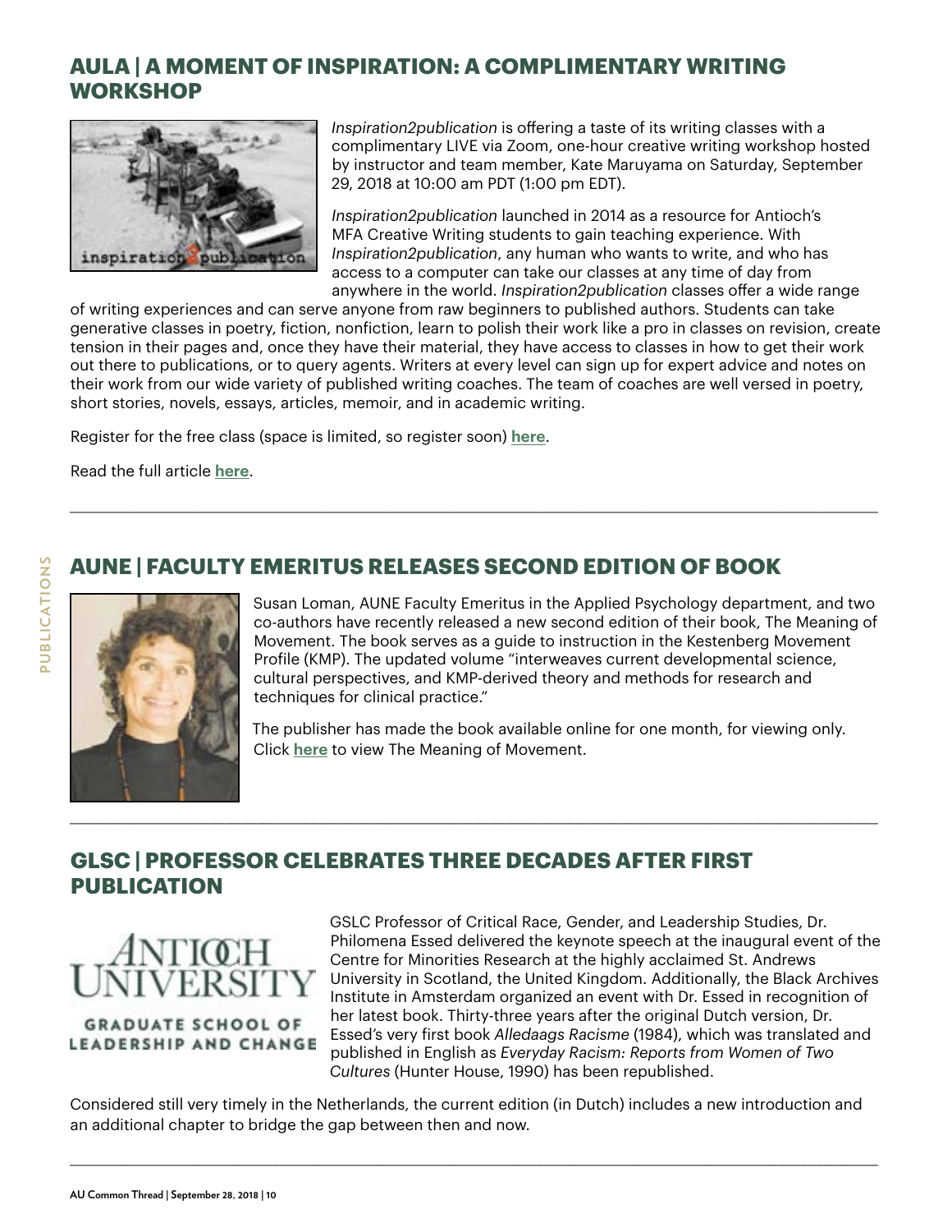## AULA | A MOMENT OF INSPIRATION: A COMPLIMENTARY WRITING WORKSHOP

*Inspiration2publication* is offering a taste of its writing classes with a complimentary LIVE via Zoom, one-hour creative writing workshop hosted by instructor and team member, Kate Maruyama on Saturday, September 29, 2018 at 10:00 am PDT (1:00 pm EDT).

*Inspiration2publication* launched in 2014 as a resource for Antioch's MFA Creative Writing students to gain teaching experience. With *Inspiration2publication*, any human who wants to write, and who has access to a computer can take our classes at any time of day from anywhere in the world. *Inspiration2publication* classes offer a wide range of writing experiences and can serve anyone from raw beginners to published authors. Students can take generative classes in poetry, fiction, nonfiction, learn to polish their work like a pro in classes on revision, create tension in their pages and, once they have their material, they have access to classes in how to get their work out there to publications, or to query agents. Writers at every level can sign up for expert advice and notes on their work from our wide variety of published writing coaches. The team of coaches are well versed in poetry, short stories, novels, essays, articles, memoir, and in academic writing.

Register for the free class (space is limited, so register soon) **here**.

Read the full article **here**.

---

## AUNE | FACULTY EMERITUS RELEASES SECOND EDITION OF BOOK

Susan Loman, AUNE Faculty Emeritus in the Applied Psychology department, and two co-authors have recently released a new second edition of their book, The Meaning of Movement. The book serves as a guide to instruction in the Kestenberg Movement Profile (KMP). The updated volume "interweaves current developmental science, cultural perspectives, and KMP-derived theory and methods for research and techniques for clinical practice."

The publisher has made the book available online for one month, for viewing only. Click **here** to view The Meaning of Movement.

---

## GLSC | PROFESSOR CELEBRATES THREE DECADES AFTER FIRST PUBLICATION

GSLC Professor of Critical Race, Gender, and Leadership Studies, Dr. Philomena Essed delivered the keynote speech at the inaugural event of the Centre for Minorities Research at the highly acclaimed St. Andrews University in Scotland, the United Kingdom. Additionally, the Black Archives Institute in Amsterdam organized an event with Dr. Essed in recognition of her latest book. Thirty-three years after the original Dutch version, Dr. Essed's very first book *Alledaags Racisme* (1984), which was translated and published in English as *Everyday Racism: Reports from Women of Two Cultures* (Hunter House, 1990) has been republished.

Considered still very timely in the Netherlands, the current edition (in Dutch) includes a new introduction and an additional chapter to bridge the gap between then and now.

---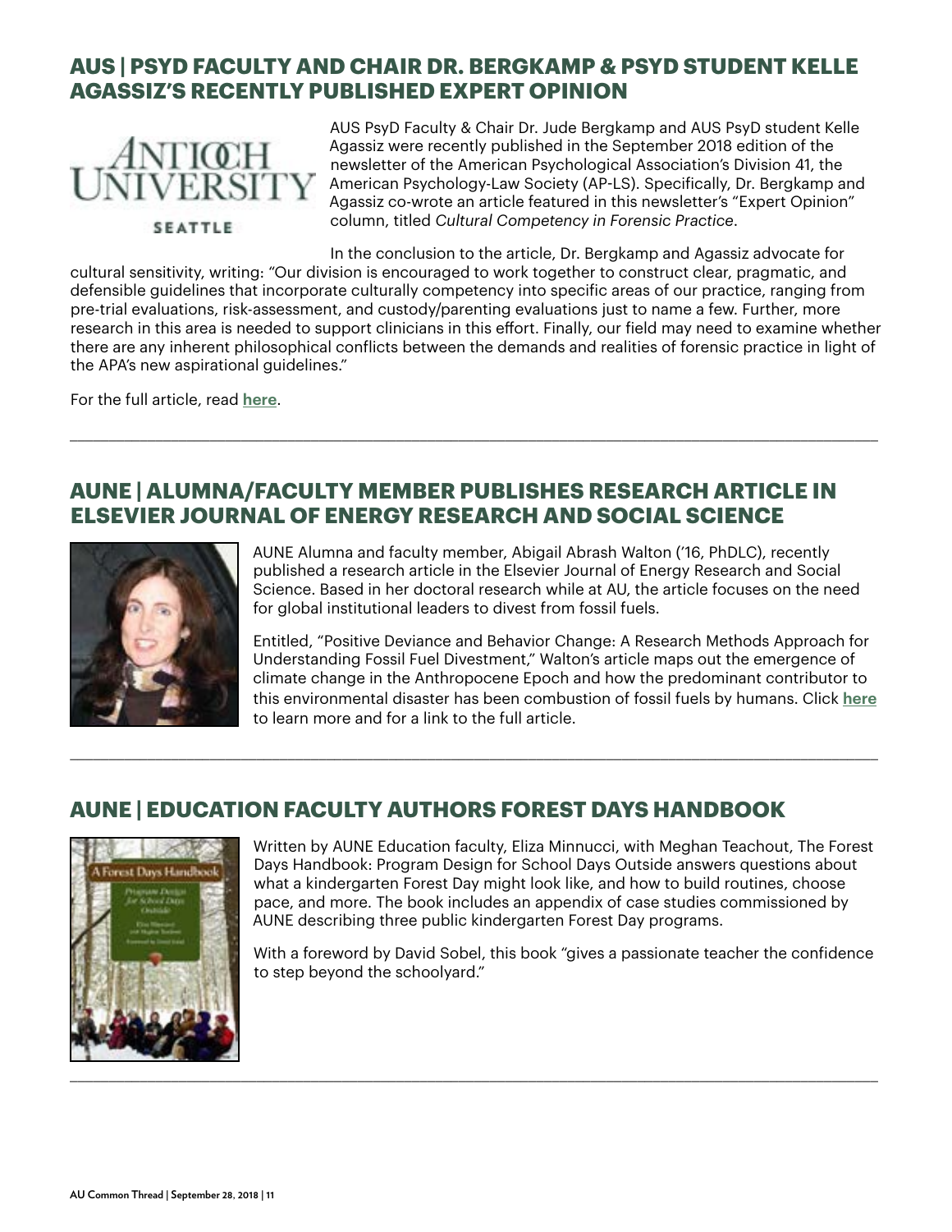## AUS | PSYD FACULTY AND CHAIR DR. BERGKAMP & PSYD STUDENT KELLE AGASSIZ'S RECENTLY PUBLISHED EXPERT OPINION

AUS PsyD Faculty & Chair Dr. Jude Bergkamp and AUS PsyD student Kelle Agassiz were recently published in the September 2018 edition of the newsletter of the American Psychological Association's Division 41, the American Psychology-Law Society (AP-LS). Specifically, Dr. Bergkamp and Agassiz co-wrote an article featured in this newsletter's "Expert Opinion" column, titled *Cultural Competency in Forensic Practice*.

In the conclusion to the article, Dr. Bergkamp and Agassiz advocate for cultural sensitivity, writing: "Our division is encouraged to work together to construct clear, pragmatic, and defensible guidelines that incorporate culturally competency into specific areas of our practice, ranging from pre-trial evaluations, risk-assessment, and custody/parenting evaluations just to name a few. Further, more research in this area is needed to support clinicians in this effort. Finally, our field may need to examine whether there are any inherent philosophical conflicts between the demands and realities of forensic practice in light of the APA's new aspirational guidelines."

For the full article, read **here**.

---

## AUNE | ALUMNA/FACULTY MEMBER PUBLISHES RESEARCH ARTICLE IN ELSEVIER JOURNAL OF ENERGY RESEARCH AND SOCIAL SCIENCE

AUNE Alumna and faculty member, Abigail Abrash Walton ('16, PhDLC), recently published a research article in the Elsevier Journal of Energy Research and Social Science. Based in her doctoral research while at AU, the article focuses on the need for global institutional leaders to divest from fossil fuels.

Entitled, "Positive Deviance and Behavior Change: A Research Methods Approach for Understanding Fossil Fuel Divestment," Walton's article maps out the emergence of climate change in the Anthropocene Epoch and how the predominant contributor to this environmental disaster has been combustion of fossil fuels by humans. Click **here** to learn more and for a link to the full article.

---

## AUNE | EDUCATION FACULTY AUTHORS FOREST DAYS HANDBOOK

Written by AUNE Education faculty, Eliza Minnucci, with Meghan Teachout, The Forest Days Handbook: Program Design for School Days Outside answers questions about what a kindergarten Forest Day might look like, and how to build routines, choose pace, and more. The book includes an appendix of case studies commissioned by AUNE describing three public kindergarten Forest Day programs.

With a foreword by David Sobel, this book "gives a passionate teacher the confidence to step beyond the schoolyard."

---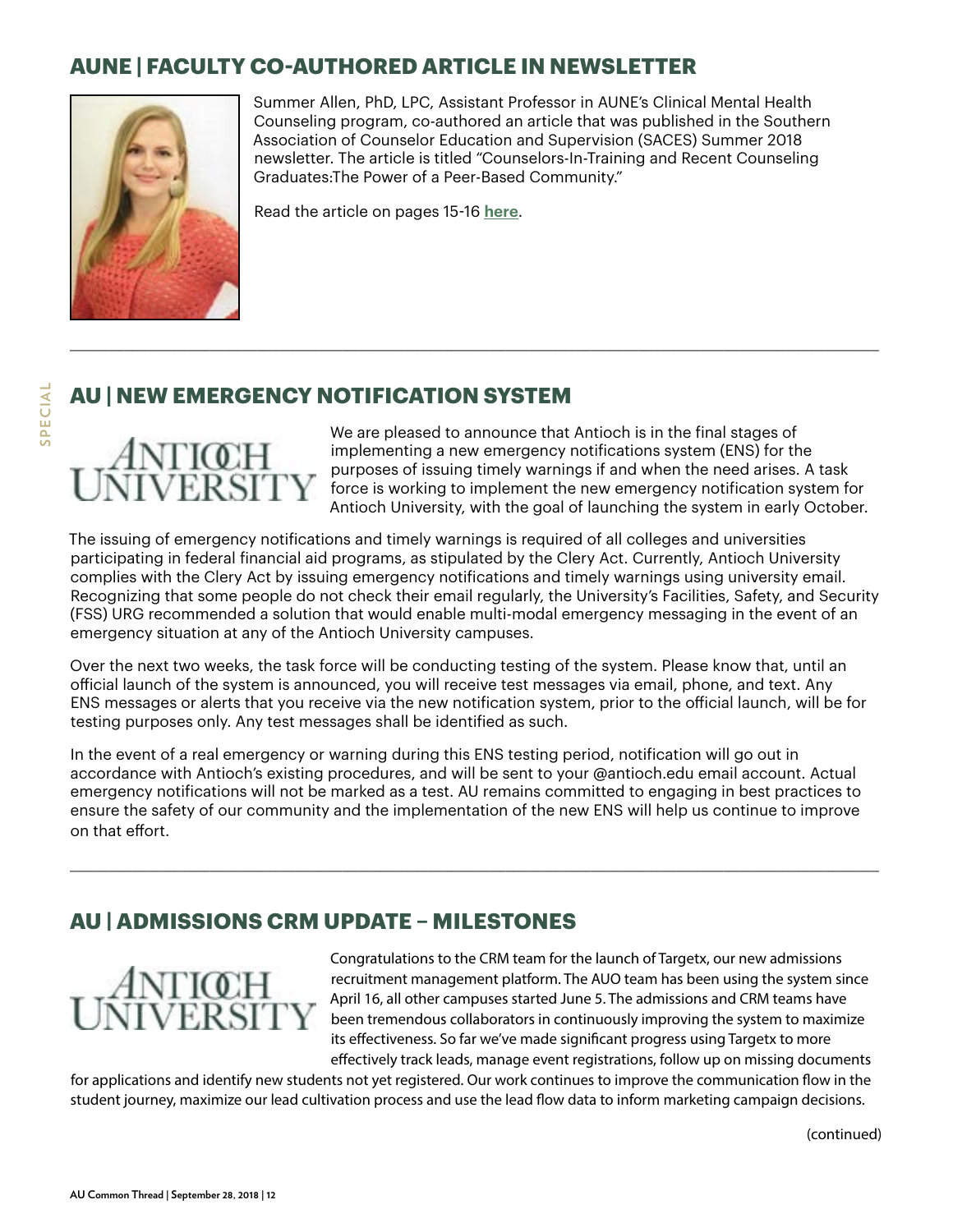## AUNE | FACULTY CO-AUTHORED ARTICLE IN NEWSLETTER

Summer Allen, PhD, LPC, Assistant Professor in AUNE's Clinical Mental Health Counseling program, co-authored an article that was published in the Southern Association of Counselor Education and Supervision (SACES) Summer 2018 newsletter. The article is titled "Counselors-In-Training and Recent Counseling Graduates:The Power of a Peer-Based Community."

Read the article on pages 15-16 **here**.

---

## AU | NEW EMERGENCY NOTIFICATION SYSTEM

We are pleased to announce that Antioch is in the final stages of implementing a new emergency notifications system (ENS) for the purposes of issuing timely warnings if and when the need arises. A task force is working to implement the new emergency notification system for Antioch University, with the goal of launching the system in early October.

The issuing of emergency notifications and timely warnings is required of all colleges and universities participating in federal financial aid programs, as stipulated by the Clery Act. Currently, Antioch University complies with the Clery Act by issuing emergency notifications and timely warnings using university email. Recognizing that some people do not check their email regularly, the University's Facilities, Safety, and Security (FSS) URG recommended a solution that would enable multi-modal emergency messaging in the event of an emergency situation at any of the Antioch University campuses.

Over the next two weeks, the task force will be conducting testing of the system. Please know that, until an official launch of the system is announced, you will receive test messages via email, phone, and text. Any ENS messages or alerts that you receive via the new notification system, prior to the official launch, will be for testing purposes only. Any test messages shall be identified as such.

In the event of a real emergency or warning during this ENS testing period, notification will go out in accordance with Antioch's existing procedures, and will be sent to your @antioch.edu email account. Actual emergency notifications will not be marked as a test. AU remains committed to engaging in best practices to ensure the safety of our community and the implementation of the new ENS will help us continue to improve on that effort.

---

## AU | ADMISSIONS CRM UPDATE – MILESTONES

Congratulations to the CRM team for the launch of Targetx, our new admissions recruitment management platform. The AUO team has been using the system since April 16, all other campuses started June 5. The admissions and CRM teams have been tremendous collaborators in continuously improving the system to maximize its effectiveness. So far we've made significant progress using Targetx to more effectively track leads, manage event registrations, follow up on missing documents for applications and identify new students not yet registered. Our work continues to improve the communication flow in the student journey, maximize our lead cultivation process and use the lead flow data to inform marketing campaign decisions.

(continued)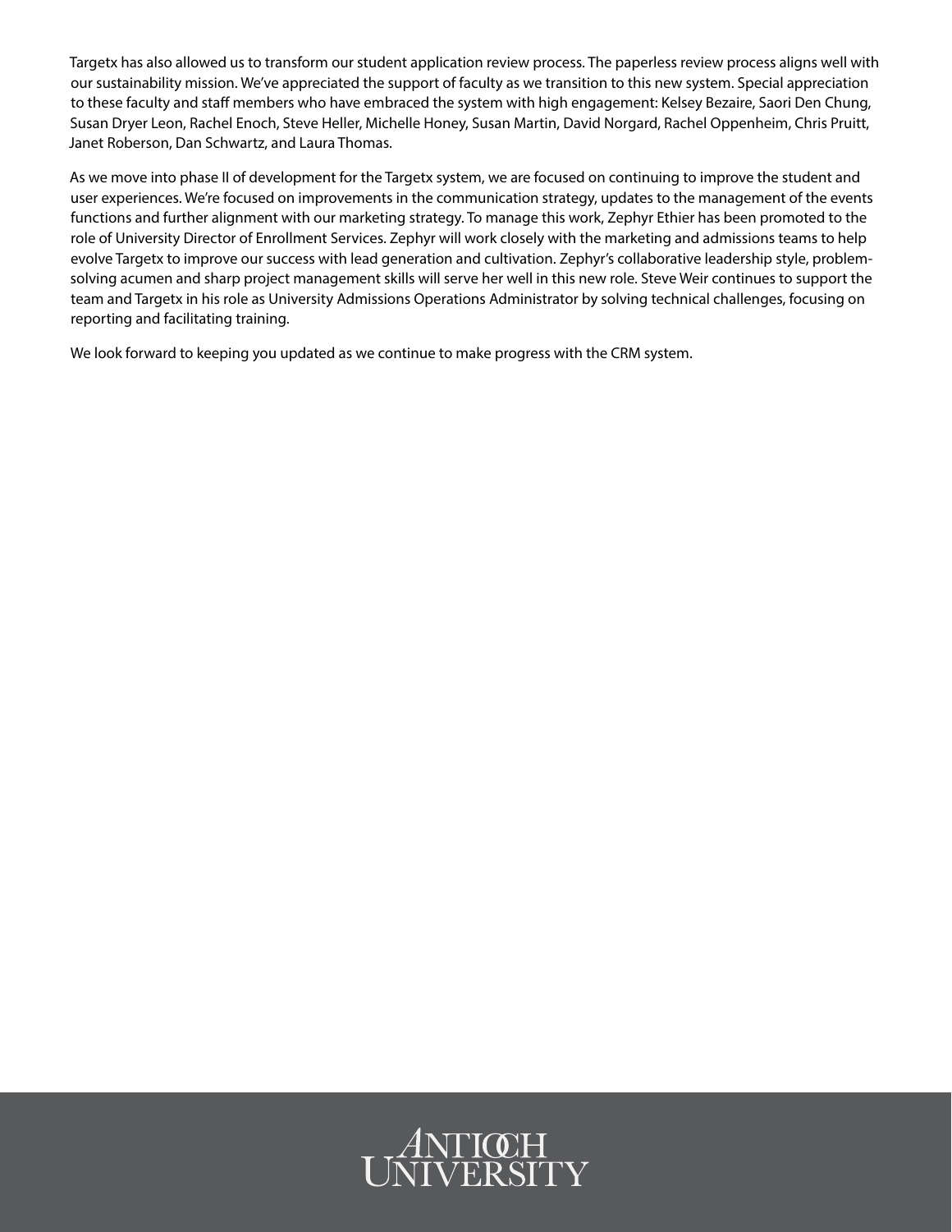Targetx has also allowed us to transform our student application review process. The paperless review process aligns well with our sustainability mission. We've appreciated the support of faculty as we transition to this new system. Special appreciation to these faculty and staff members who have embraced the system with high engagement: Kelsey Bezaire, Saori Den Chung, Susan Dryer Leon, Rachel Enoch, Steve Heller, Michelle Honey, Susan Martin, David Norgard, Rachel Oppenheim, Chris Pruitt, Janet Roberson, Dan Schwartz, and Laura Thomas.

As we move into phase II of development for the Targetx system, we are focused on continuing to improve the student and user experiences. We're focused on improvements in the communication strategy, updates to the management of the events functions and further alignment with our marketing strategy. To manage this work, Zephyr Ethier has been promoted to the role of University Director of Enrollment Services. Zephyr will work closely with the marketing and admissions teams to help evolve Targetx to improve our success with lead generation and cultivation. Zephyr's collaborative leadership style, problem-solving acumen and sharp project management skills will serve her well in this new role. Steve Weir continues to support the team and Targetx in his role as University Admissions Operations Administrator by solving technical challenges, focusing on reporting and facilitating training.

We look forward to keeping you updated as we continue to make progress with the CRM system.

ANTIOCH UNIVERSITY